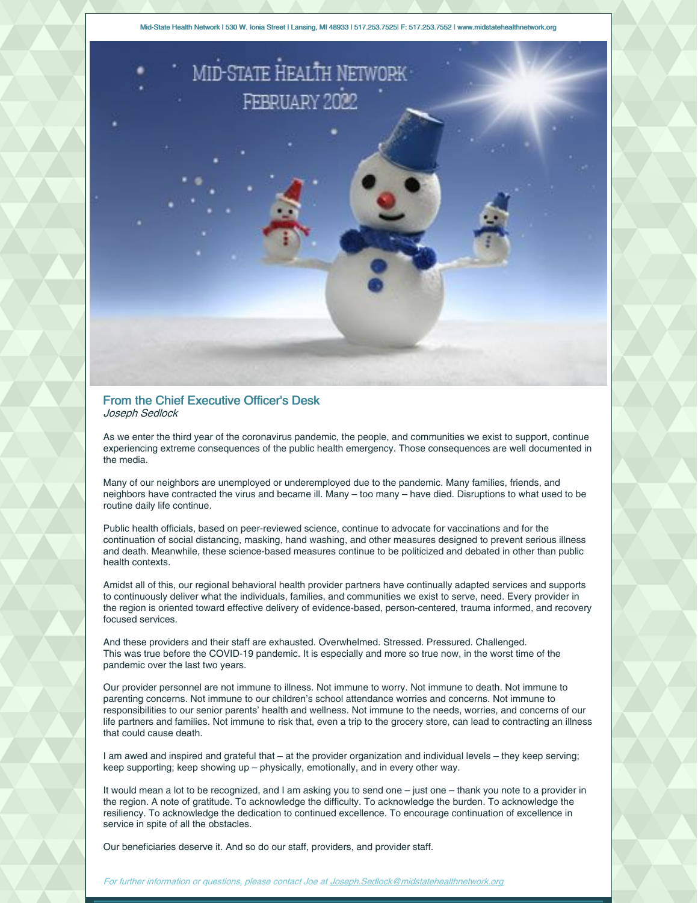Mid-State Health Network | 530 W. Ionia Street | Lansing, MI 48933 | 517.253.7525| F: 517.253.7552 | www.midstatehealthnetwork.org

MID-STATE HEALTH NETWORK
FEBRUARY 2022

## From the Chief Executive Officer's Desk

*Joseph Sedlock*

As we enter the third year of the coronavirus pandemic, the people, and communities we exist to support, continue experiencing extreme consequences of the public health emergency. Those consequences are well documented in the media.

Many of our neighbors are unemployed or underemployed due to the pandemic. Many families, friends, and neighbors have contracted the virus and became ill. Many – too many – have died. Disruptions to what used to be routine daily life continue.

Public health officials, based on peer-reviewed science, continue to advocate for vaccinations and for the continuation of social distancing, masking, hand washing, and other measures designed to prevent serious illness and death. Meanwhile, these science-based measures continue to be politicized and debated in other than public health contexts.

Amidst all of this, our regional behavioral health provider partners have continually adapted services and supports to continuously deliver what the individuals, families, and communities we exist to serve, need. Every provider in the region is oriented toward effective delivery of evidence-based, person-centered, trauma informed, and recovery focused services.

And these providers and their staff are exhausted. Overwhelmed. Stressed. Pressured. Challenged.
This was true before the COVID-19 pandemic. It is especially and more so true now, in the worst time of the pandemic over the last two years.

Our provider personnel are not immune to illness. Not immune to worry. Not immune to death. Not immune to parenting concerns. Not immune to our children's school attendance worries and concerns. Not immune to responsibilities to our senior parents' health and wellness. Not immune to the needs, worries, and concerns of our life partners and families. Not immune to risk that, even a trip to the grocery store, can lead to contracting an illness that could cause death.

I am awed and inspired and grateful that – at the provider organization and individual levels – they keep serving; keep supporting; keep showing up – physically, emotionally, and in every other way.

It would mean a lot to be recognized, and I am asking you to send one – just one – thank you note to a provider in the region. A note of gratitude. To acknowledge the difficulty. To acknowledge the burden. To acknowledge the resiliency. To acknowledge the dedication to continued excellence. To encourage continuation of excellence in service in spite of all the obstacles.

Our beneficiaries deserve it. And so do our staff, providers, and provider staff.

*For further information or questions, please contact Joe at Joseph.Sedlock@midstatehealthnetwork.org*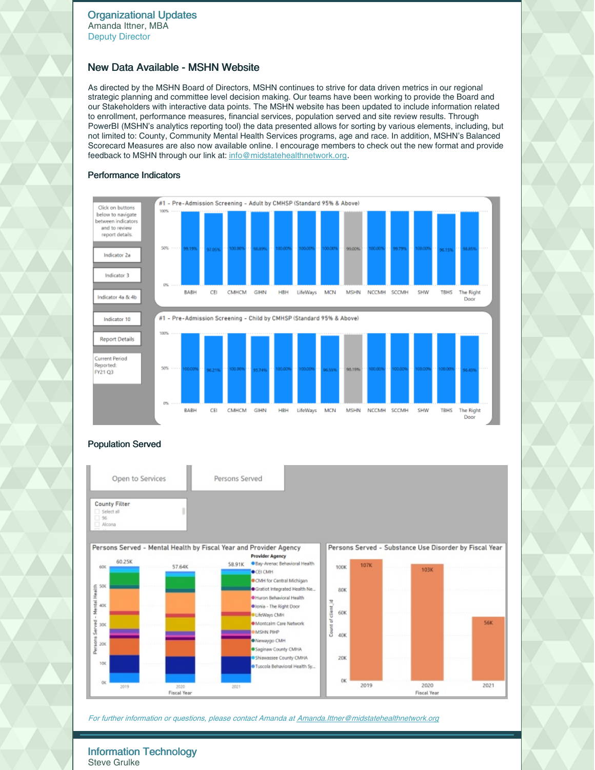## Organizational Updates

Amanda Ittner, MBA
Deputy Director

### New Data Available - MSHN Website

As directed by the MSHN Board of Directors, MSHN continues to strive for data driven metrics in our regional strategic planning and committee level decision making. Our teams have been working to provide the Board and our Stakeholders with interactive data points. The MSHN website has been updated to include information related to enrollment, performance measures, financial services, population served and site review results. Through PowerBI (MSHN's analytics reporting tool) the data presented allows for sorting by various elements, including, but not limited to: County, Community Mental Health Services programs, age and race. In addition, MSHN's Balanced Scorecard Measures are also now available online. I encourage members to check out the new format and provide feedback to MSHN through our link at: info@midstatehealthnetwork.org.

#### Performance Indicators

#### Population Served

*For further information or questions, please contact Amanda at Amanda.Ittner@midstatehealthnetwork.org*

## Information Technology

Steve Grulke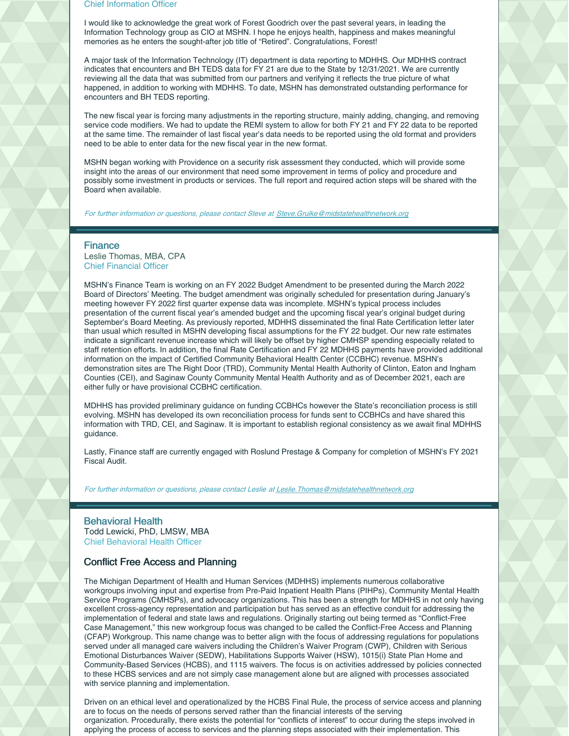Chief Information Officer

I would like to acknowledge the great work of Forest Goodrich over the past several years, in leading the Information Technology group as CIO at MSHN. I hope he enjoys health, happiness and makes meaningful memories as he enters the sought-after job title of "Retired". Congratulations, Forest!

A major task of the Information Technology (IT) department is data reporting to MDHHS. Our MDHHS contract indicates that encounters and BH TEDS data for FY 21 are due to the State by 12/31/2021. We are currently reviewing all the data that was submitted from our partners and verifying it reflects the true picture of what happened, in addition to working with MDHHS. To date, MSHN has demonstrated outstanding performance for encounters and BH TEDS reporting.

The new fiscal year is forcing many adjustments in the reporting structure, mainly adding, changing, and removing service code modifiers. We had to update the REMI system to allow for both FY 21 and FY 22 data to be reported at the same time. The remainder of last fiscal year's data needs to be reported using the old format and providers need to be able to enter data for the new fiscal year in the new format.

MSHN began working with Providence on a security risk assessment they conducted, which will provide some insight into the areas of our environment that need some improvement in terms of policy and procedure and possibly some investment in products or services. The full report and required action steps will be shared with the Board when available.

*For further information or questions, please contact Steve at Steve.Grulke@midstatehealthnetwork.org*

---

## Finance

Leslie Thomas, MBA, CPA
Chief Financial Officer

MSHN's Finance Team is working on an FY 2022 Budget Amendment to be presented during the March 2022 Board of Directors' Meeting. The budget amendment was originally scheduled for presentation during January's meeting however FY 2022 first quarter expense data was incomplete. MSHN's typical process includes presentation of the current fiscal year's amended budget and the upcoming fiscal year's original budget during September's Board Meeting. As previously reported, MDHHS disseminated the final Rate Certification letter later than usual which resulted in MSHN developing fiscal assumptions for the FY 22 budget. Our new rate estimates indicate a significant revenue increase which will likely be offset by higher CMHSP spending especially related to staff retention efforts. In addition, the final Rate Certification and FY 22 MDHHS payments have provided additional information on the impact of Certified Community Behavioral Health Center (CCBHC) revenue. MSHN's demonstration sites are The Right Door (TRD), Community Mental Health Authority of Clinton, Eaton and Ingham Counties (CEI), and Saginaw County Community Mental Health Authority and as of December 2021, each are either fully or have provisional CCBHC certification.

MDHHS has provided preliminary guidance on funding CCBHCs however the State's reconciliation process is still evolving. MSHN has developed its own reconciliation process for funds sent to CCBHCs and have shared this information with TRD, CEI, and Saginaw. It is important to establish regional consistency as we await final MDHHS guidance.

Lastly, Finance staff are currently engaged with Roslund Prestage & Company for completion of MSHN's FY 2021 Fiscal Audit.

*For further information or questions, please contact Leslie at Leslie.Thomas@midstatehealthnetwork.org*

---

## Behavioral Health

Todd Lewicki, PhD, LMSW, MBA
Chief Behavioral Health Officer

### Conflict Free Access and Planning

The Michigan Department of Health and Human Services (MDHHS) implements numerous collaborative workgroups involving input and expertise from Pre-Paid Inpatient Health Plans (PIHPs), Community Mental Health Service Programs (CMHSPs), and advocacy organizations. This has been a strength for MDHHS in not only having excellent cross-agency representation and participation but has served as an effective conduit for addressing the implementation of federal and state laws and regulations. Originally starting out being termed as "Conflict-Free Case Management," this new workgroup focus was changed to be called the Conflict-Free Access and Planning (CFAP) Workgroup. This name change was to better align with the focus of addressing regulations for populations served under all managed care waivers including the Children's Waiver Program (CWP), Children with Serious Emotional Disturbances Waiver (SEDW), Habilitations Supports Waiver (HSW), 1015(i) State Plan Home and Community-Based Services (HCBS), and 1115 waivers. The focus is on activities addressed by policies connected to these HCBS services and are not simply case management alone but are aligned with processes associated with service planning and implementation.

Driven on an ethical level and operationalized by the HCBS Final Rule, the process of service access and planning are to focus on the needs of persons served rather than the financial interests of the serving organization. Procedurally, there exists the potential for "conflicts of interest" to occur during the steps involved in applying the process of access to services and the planning steps associated with their implementation. This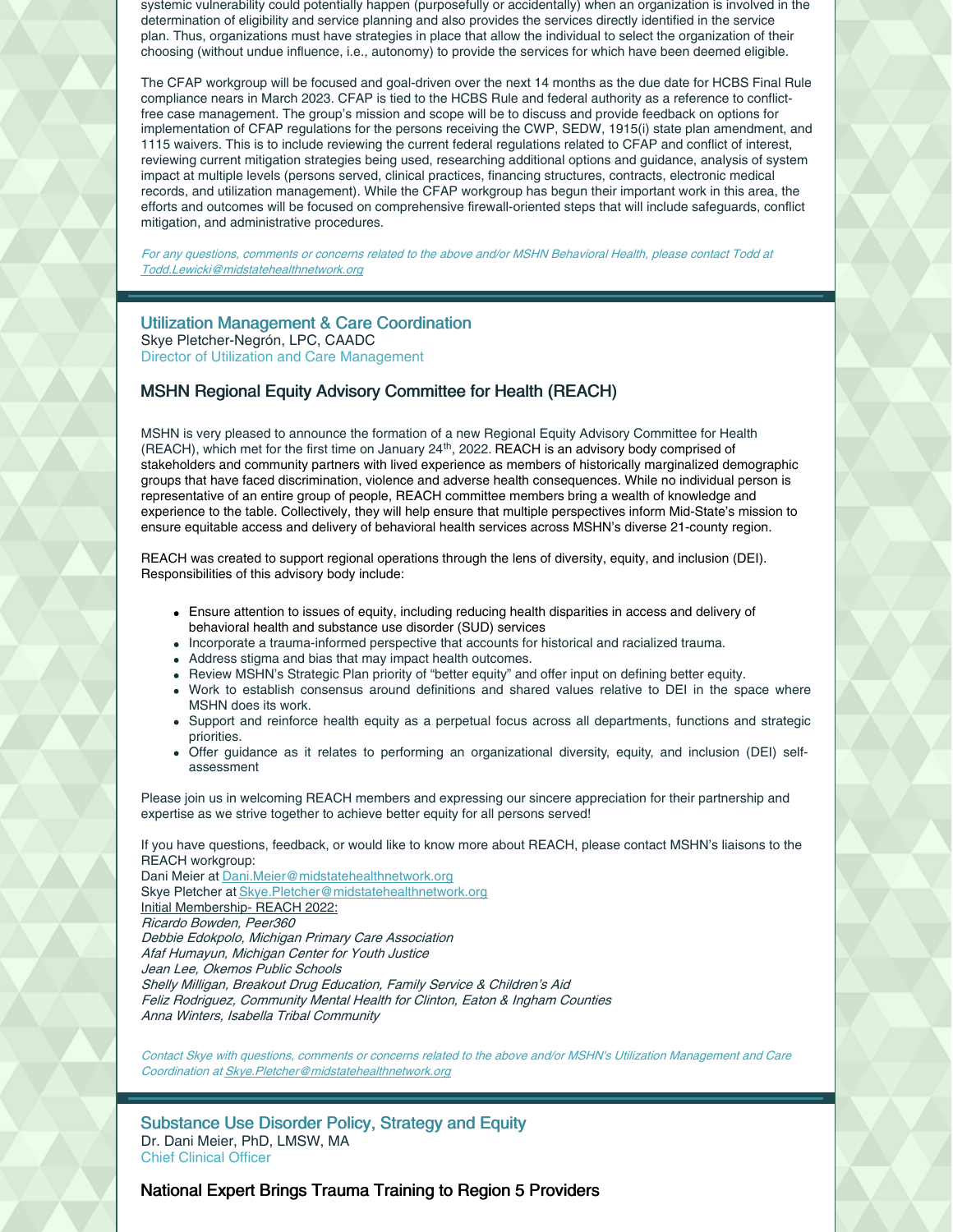systemic vulnerability could potentially happen (purposefully or accidentally) when an organization is involved in the determination of eligibility and service planning and also provides the services directly identified in the service plan. Thus, organizations must have strategies in place that allow the individual to select the organization of their choosing (without undue influence, i.e., autonomy) to provide the services for which have been deemed eligible.

The CFAP workgroup will be focused and goal-driven over the next 14 months as the due date for HCBS Final Rule compliance nears in March 2023. CFAP is tied to the HCBS Rule and federal authority as a reference to conflict-free case management. The group's mission and scope will be to discuss and provide feedback on options for implementation of CFAP regulations for the persons receiving the CWP, SEDW, 1915(i) state plan amendment, and 1115 waivers. This is to include reviewing the current federal regulations related to CFAP and conflict of interest, reviewing current mitigation strategies being used, researching additional options and guidance, analysis of system impact at multiple levels (persons served, clinical practices, financing structures, contracts, electronic medical records, and utilization management). While the CFAP workgroup has begun their important work in this area, the efforts and outcomes will be focused on comprehensive firewall-oriented steps that will include safeguards, conflict mitigation, and administrative procedures.

*For any questions, comments or concerns related to the above and/or MSHN Behavioral Health, please contact Todd at Todd.Lewicki@midstatehealthnetwork.org*

---

## Utilization Management & Care Coordination

Skye Pletcher-Negrón, LPC, CAADC
Director of Utilization and Care Management

### MSHN Regional Equity Advisory Committee for Health (REACH)

MSHN is very pleased to announce the formation of a new Regional Equity Advisory Committee for Health (REACH), which met for the first time on January 24th, 2022. REACH is an advisory body comprised of stakeholders and community partners with lived experience as members of historically marginalized demographic groups that have faced discrimination, violence and adverse health consequences. While no individual person is representative of an entire group of people, REACH committee members bring a wealth of knowledge and experience to the table. Collectively, they will help ensure that multiple perspectives inform Mid-State's mission to ensure equitable access and delivery of behavioral health services across MSHN's diverse 21-county region.

REACH was created to support regional operations through the lens of diversity, equity, and inclusion (DEI). Responsibilities of this advisory body include:

- Ensure attention to issues of equity, including reducing health disparities in access and delivery of behavioral health and substance use disorder (SUD) services
- Incorporate a trauma-informed perspective that accounts for historical and racialized trauma.
- Address stigma and bias that may impact health outcomes.
- Review MSHN's Strategic Plan priority of "better equity" and offer input on defining better equity.
- Work to establish consensus around definitions and shared values relative to DEI in the space where MSHN does its work.
- Support and reinforce health equity as a perpetual focus across all departments, functions and strategic priorities.
- Offer guidance as it relates to performing an organizational diversity, equity, and inclusion (DEI) self-assessment

Please join us in welcoming REACH members and expressing our sincere appreciation for their partnership and expertise as we strive together to achieve better equity for all persons served!

If you have questions, feedback, or would like to know more about REACH, please contact MSHN's liaisons to the REACH workgroup:
Dani Meier at Dani.Meier@midstatehealthnetwork.org
Skye Pletcher at Skye.Pletcher@midstatehealthnetwork.org
Initial Membership- REACH 2022:
*Ricardo Bowden, Peer360*
*Debbie Edokpolo, Michigan Primary Care Association*
*Afaf Humayun, Michigan Center for Youth Justice*
*Jean Lee, Okemos Public Schools*
*Shelly Milligan, Breakout Drug Education, Family Service & Children's Aid*
*Feliz Rodriguez, Community Mental Health for Clinton, Eaton & Ingham Counties*
*Anna Winters, Isabella Tribal Community*

*Contact Skye with questions, comments or concerns related to the above and/or MSHN's Utilization Management and Care Coordination at Skye.Pletcher@midstatehealthnetwork.org*

---

## Substance Use Disorder Policy, Strategy and Equity

Dr. Dani Meier, PhD, LMSW, MA
Chief Clinical Officer

### National Expert Brings Trauma Training to Region 5 Providers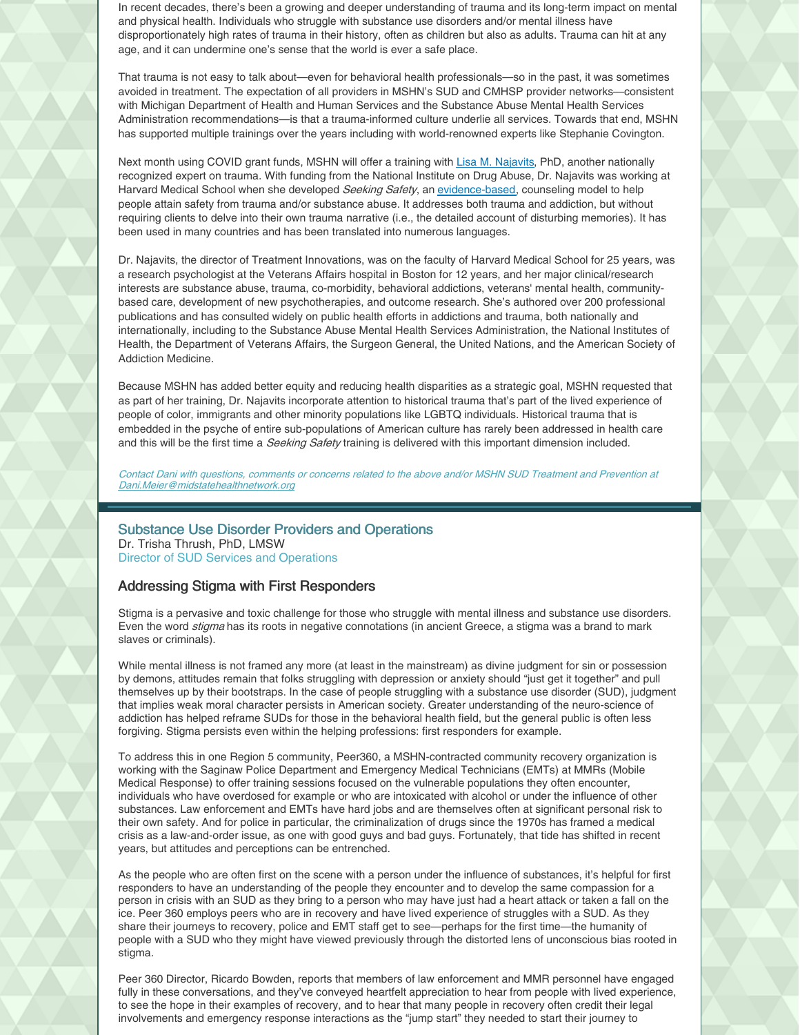In recent decades, there's been a growing and deeper understanding of trauma and its long-term impact on mental and physical health. Individuals who struggle with substance use disorders and/or mental illness have disproportionately high rates of trauma in their history, often as children but also as adults. Trauma can hit at any age, and it can undermine one's sense that the world is ever a safe place.

That trauma is not easy to talk about—even for behavioral health professionals—so in the past, it was sometimes avoided in treatment. The expectation of all providers in MSHN's SUD and CMHSP provider networks—consistent with Michigan Department of Health and Human Services and the Substance Abuse Mental Health Services Administration recommendations—is that a trauma-informed culture underlie all services. Towards that end, MSHN has supported multiple trainings over the years including with world-renowned experts like Stephanie Covington.

Next month using COVID grant funds, MSHN will offer a training with [Lisa M. Najavits](), PhD, another nationally recognized expert on trauma. With funding from the National Institute on Drug Abuse, Dr. Najavits was working at Harvard Medical School when she developed *Seeking Safety*, an [evidence-based](), counseling model to help people attain safety from trauma and/or substance abuse. It addresses both trauma and addiction, but without requiring clients to delve into their own trauma narrative (i.e., the detailed account of disturbing memories). It has been used in many countries and has been translated into numerous languages.

Dr. Najavits, the director of Treatment Innovations, was on the faculty of Harvard Medical School for 25 years, was a research psychologist at the Veterans Affairs hospital in Boston for 12 years, and her major clinical/research interests are substance abuse, trauma, co-morbidity, behavioral addictions, veterans' mental health, community-based care, development of new psychotherapies, and outcome research. She's authored over 200 professional publications and has consulted widely on public health efforts in addictions and trauma, both nationally and internationally, including to the Substance Abuse Mental Health Services Administration, the National Institutes of Health, the Department of Veterans Affairs, the Surgeon General, the United Nations, and the American Society of Addiction Medicine.

Because MSHN has added better equity and reducing health disparities as a strategic goal, MSHN requested that as part of her training, Dr. Najavits incorporate attention to historical trauma that's part of the lived experience of people of color, immigrants and other minority populations like LGBTQ individuals. Historical trauma that is embedded in the psyche of entire sub-populations of American culture has rarely been addressed in health care and this will be the first time a *Seeking Safety* training is delivered with this important dimension included.

*Contact Dani with questions, comments or concerns related to the above and/or MSHN SUD Treatment and Prevention at Dani.Meier@midstatehealthnetwork.org*

## Substance Use Disorder Providers and Operations

Dr. Trisha Thrush, PhD, LMSW
Director of SUD Services and Operations

### Addressing Stigma with First Responders

Stigma is a pervasive and toxic challenge for those who struggle with mental illness and substance use disorders. Even the word *stigma* has its roots in negative connotations (in ancient Greece, a stigma was a brand to mark slaves or criminals).

While mental illness is not framed any more (at least in the mainstream) as divine judgment for sin or possession by demons, attitudes remain that folks struggling with depression or anxiety should "just get it together" and pull themselves up by their bootstraps. In the case of people struggling with a substance use disorder (SUD), judgment that implies weak moral character persists in American society. Greater understanding of the neuro-science of addiction has helped reframe SUDs for those in the behavioral health field, but the general public is often less forgiving. Stigma persists even within the helping professions: first responders for example.

To address this in one Region 5 community, Peer360, a MSHN-contracted community recovery organization is working with the Saginaw Police Department and Emergency Medical Technicians (EMTs) at MMRs (Mobile Medical Response) to offer training sessions focused on the vulnerable populations they often encounter, individuals who have overdosed for example or who are intoxicated with alcohol or under the influence of other substances. Law enforcement and EMTs have hard jobs and are themselves often at significant personal risk to their own safety. And for police in particular, the criminalization of drugs since the 1970s has framed a medical crisis as a law-and-order issue, as one with good guys and bad guys. Fortunately, that tide has shifted in recent years, but attitudes and perceptions can be entrenched.

As the people who are often first on the scene with a person under the influence of substances, it's helpful for first responders to have an understanding of the people they encounter and to develop the same compassion for a person in crisis with an SUD as they bring to a person who may have just had a heart attack or taken a fall on the ice. Peer 360 employs peers who are in recovery and have lived experience of struggles with a SUD. As they share their journeys to recovery, police and EMT staff get to see—perhaps for the first time—the humanity of people with a SUD who they might have viewed previously through the distorted lens of unconscious bias rooted in stigma.

Peer 360 Director, Ricardo Bowden, reports that members of law enforcement and MMR personnel have engaged fully in these conversations, and they've conveyed heartfelt appreciation to hear from people with lived experience, to see the hope in their examples of recovery, and to hear that many people in recovery often credit their legal involvements and emergency response interactions as the "jump start" they needed to start their journey to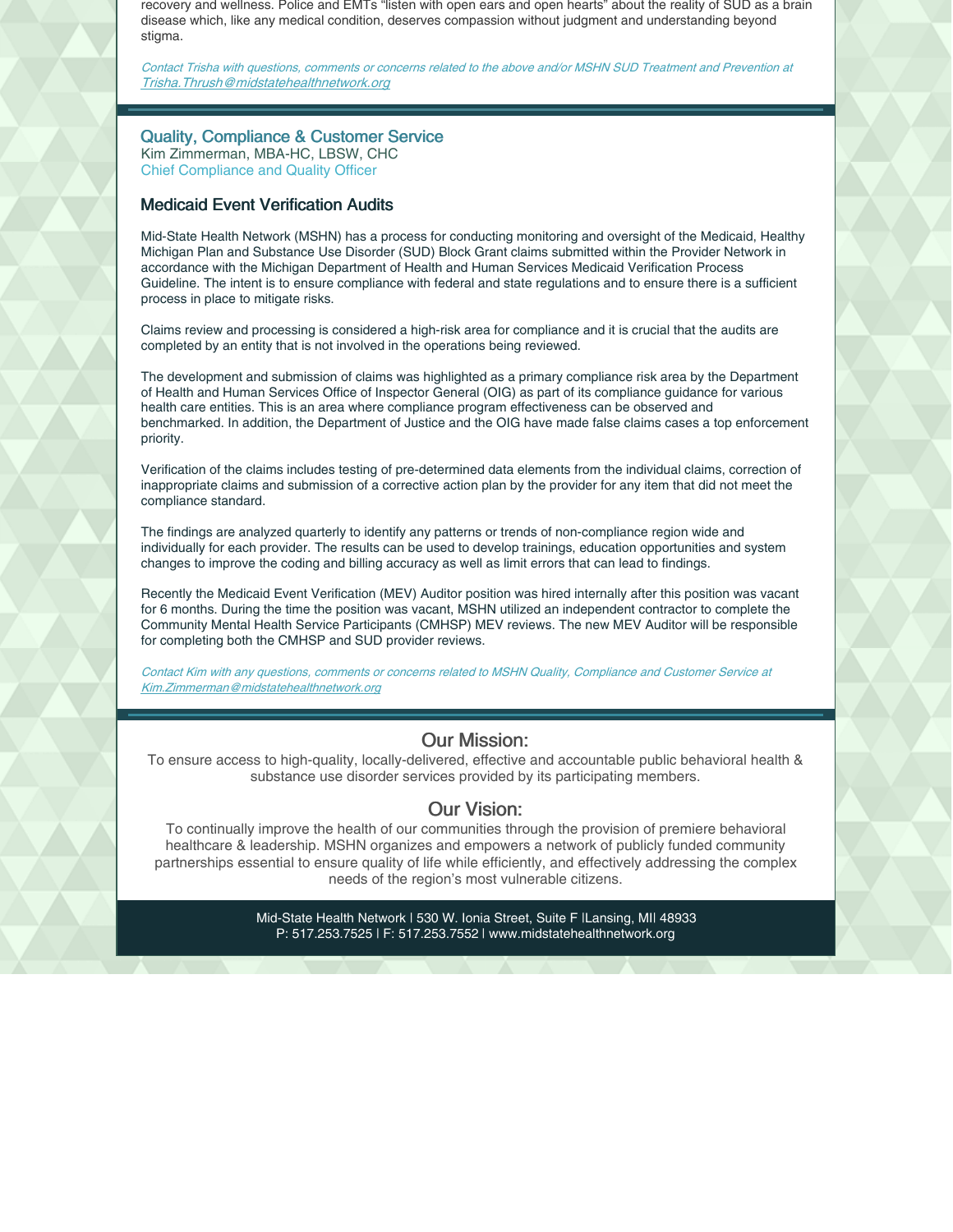recovery and wellness. Police and EMTs "listen with open ears and open hearts" about the reality of SUD as a brain disease which, like any medical condition, deserves compassion without judgment and understanding beyond stigma.

*Contact Trisha with questions, comments or concerns related to the above and/or MSHN SUD Treatment and Prevention at [Trisha.Thrush@midstatehealthnetwork.org](mailto:Trisha.Thrush@midstatehealthnetwork.org)*

---

## Quality, Compliance & Customer Service

Kim Zimmerman, MBA-HC, LBSW, CHC
Chief Compliance and Quality Officer

### Medicaid Event Verification Audits

Mid-State Health Network (MSHN) has a process for conducting monitoring and oversight of the Medicaid, Healthy Michigan Plan and Substance Use Disorder (SUD) Block Grant claims submitted within the Provider Network in accordance with the Michigan Department of Health and Human Services Medicaid Verification Process Guideline. The intent is to ensure compliance with federal and state regulations and to ensure there is a sufficient process in place to mitigate risks.

Claims review and processing is considered a high-risk area for compliance and it is crucial that the audits are completed by an entity that is not involved in the operations being reviewed.

The development and submission of claims was highlighted as a primary compliance risk area by the Department of Health and Human Services Office of Inspector General (OIG) as part of its compliance guidance for various health care entities. This is an area where compliance program effectiveness can be observed and benchmarked. In addition, the Department of Justice and the OIG have made false claims cases a top enforcement priority.

Verification of the claims includes testing of pre-determined data elements from the individual claims, correction of inappropriate claims and submission of a corrective action plan by the provider for any item that did not meet the compliance standard.

The findings are analyzed quarterly to identify any patterns or trends of non-compliance region wide and individually for each provider. The results can be used to develop trainings, education opportunities and system changes to improve the coding and billing accuracy as well as limit errors that can lead to findings.

Recently the Medicaid Event Verification (MEV) Auditor position was hired internally after this position was vacant for 6 months. During the time the position was vacant, MSHN utilized an independent contractor to complete the Community Mental Health Service Participants (CMHSP) MEV reviews. The new MEV Auditor will be responsible for completing both the CMHSP and SUD provider reviews.

*Contact Kim with any questions, comments or concerns related to MSHN Quality, Compliance and Customer Service at [Kim.Zimmerman@midstatehealthnetwork.org](mailto:Kim.Zimmerman@midstatehealthnetwork.org)*

---

## Our Mission:

To ensure access to high-quality, locally-delivered, effective and accountable public behavioral health & substance use disorder services provided by its participating members.

## Our Vision:

To continually improve the health of our communities through the provision of premiere behavioral healthcare & leadership. MSHN organizes and empowers a network of publicly funded community partnerships essential to ensure quality of life while efficiently, and effectively addressing the complex needs of the region's most vulnerable citizens.

Mid-State Health Network | 530 W. Ionia Street, Suite F |Lansing, MI| 48933
P: 517.253.7525 | F: 517.253.7552 | www.midstatehealthnetwork.org